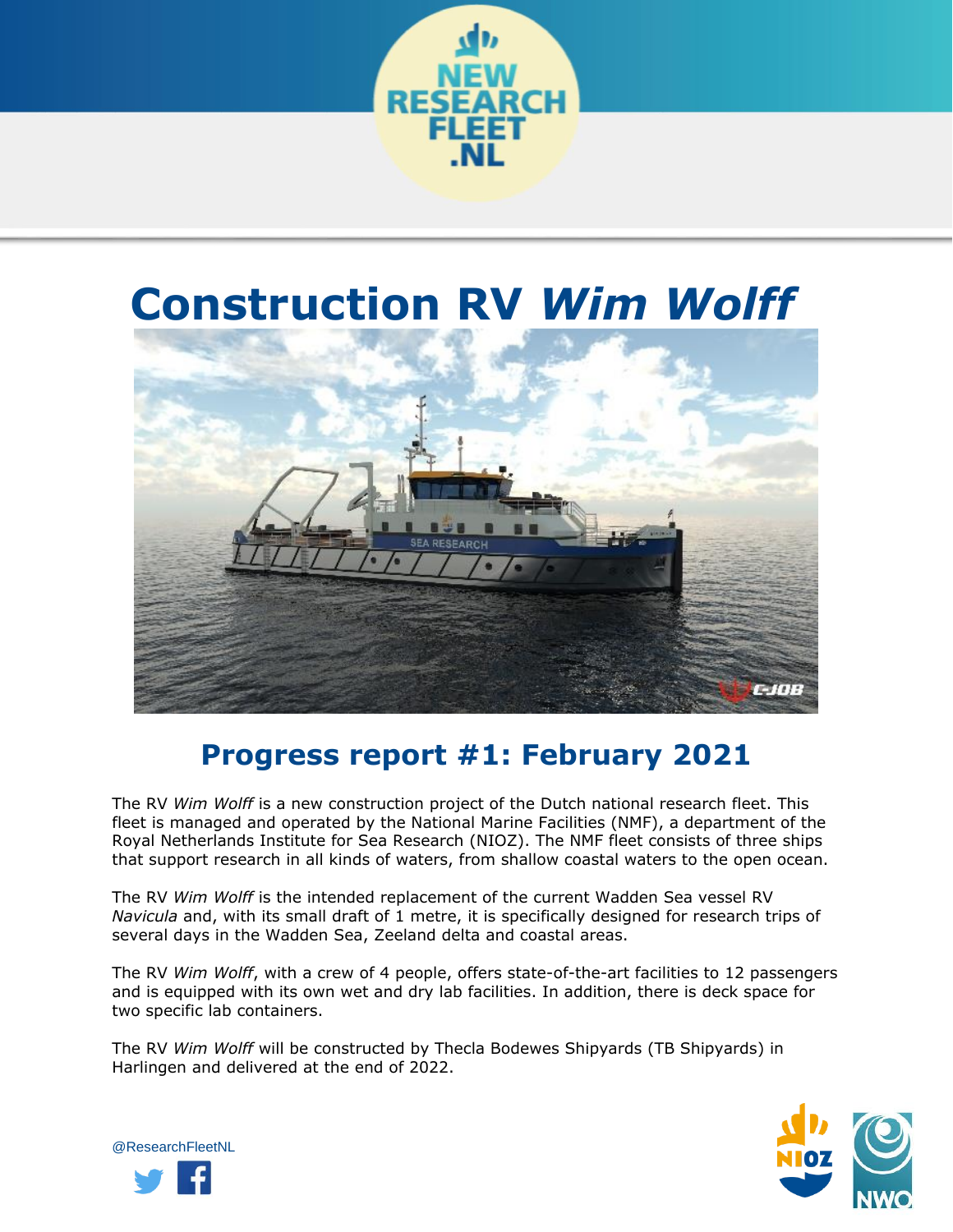# Construction RV *Wim Wolff*

## Progress report #1: February 2021

The RV *Wim Wolff* is a new construction project of the Dutch national research fleet. This fleet is managed and operated by the National Marine Facilities (NMF), a department of the Royal Netherlands Institute for Sea Research (NIOZ). The NMF fleet consists of three ships that support research in all kinds of waters, from shallow coastal waters to the open ocean.

The RV *Wim Wolff* is the intended replacement of the current Wadden Sea vessel RV *Navicula* and, with its small draft of 1 metre, it is specifically designed for research trips of several days in the Wadden Sea, Zeeland delta and coastal areas.

The RV *Wim Wolff*, with a crew of 4 people, offers state-of-the-art facilities to 12 passengers and is equipped with its own wet and dry lab facilities. In addition, there is deck space for two specific lab containers.

The RV *Wim Wolff* will be constructed by Thecla Bodewes Shipyards (TB Shipyards) in Harlingen and delivered at the end of 2022.

@ResearchFleetNL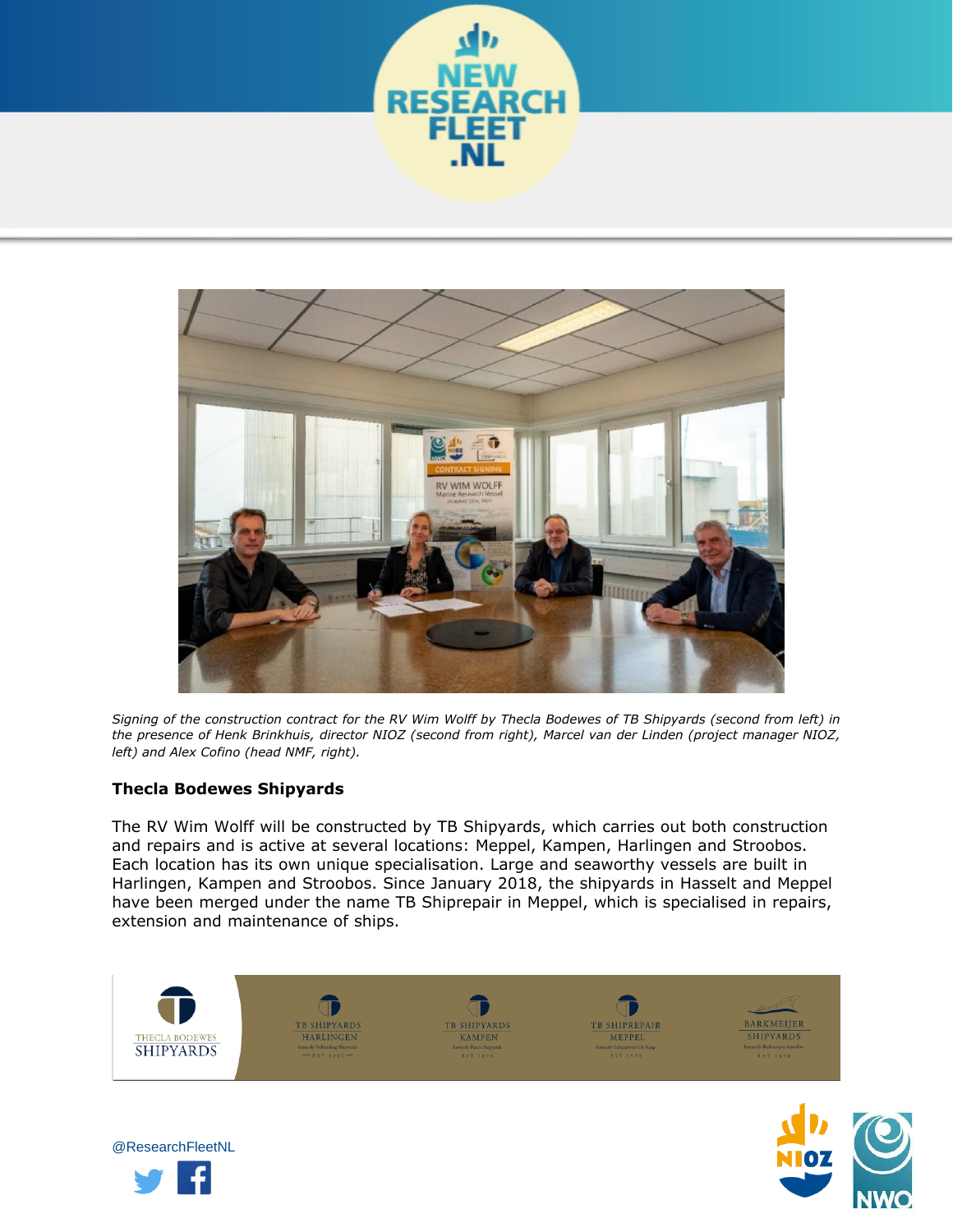*Signing of the construction contract for the RV Wim Wolff by Thecla Bodewes of TB Shipyards (second from left) in the presence of Henk Brinkhuis, director NIOZ (second from right), Marcel van der Linden (project manager NIOZ, left) and Alex Cofino (head NMF, right).*

### Thecla Bodewes Shipyards

The RV Wim Wolff will be constructed by TB Shipyards, which carries out both construction and repairs and is active at several locations: Meppel, Kampen, Harlingen and Stroobos. Each location has its own unique specialisation. Large and seaworthy vessels are built in Harlingen, Kampen and Stroobos. Since January 2018, the shipyards in Hasselt and Meppel have been merged under the name TB Shiprepair in Meppel, which is specialised in repairs, extension and maintenance of ships.

@ResearchFleetNL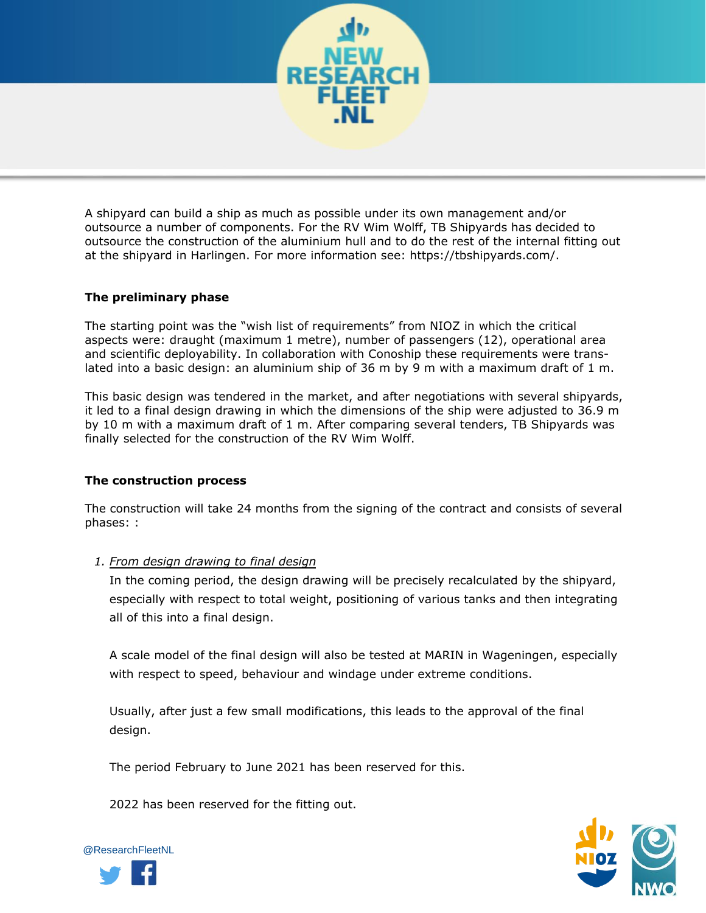A shipyard can build a ship as much as possible under its own management and/or outsource a number of components. For the RV Wim Wolff, TB Shipyards has decided to outsource the construction of the aluminium hull and to do the rest of the internal fitting out at the shipyard in Harlingen. For more information see: https://tbshipyards.com/.

### The preliminary phase

The starting point was the "wish list of requirements" from NIOZ in which the critical aspects were: draught (maximum 1 metre), number of passengers (12), operational area and scientific deployability. In collaboration with Conoship these requirements were translated into a basic design: an aluminium ship of 36 m by 9 m with a maximum draft of 1 m.

This basic design was tendered in the market, and after negotiations with several shipyards, it led to a final design drawing in which the dimensions of the ship were adjusted to 36.9 m by 10 m with a maximum draft of 1 m. After comparing several tenders, TB Shipyards was finally selected for the construction of the RV Wim Wolff.

### The construction process

The construction will take 24 months from the signing of the contract and consists of several phases: :

1. <u>From design drawing to final design</u>

   In the coming period, the design drawing will be precisely recalculated by the shipyard, especially with respect to total weight, positioning of various tanks and then integrating all of this into a final design.

   A scale model of the final design will also be tested at MARIN in Wageningen, especially with respect to speed, behaviour and windage under extreme conditions.

   Usually, after just a few small modifications, this leads to the approval of the final design.

   The period February to June 2021 has been reserved for this.

   2022 has been reserved for the fitting out.

@ResearchFleetNL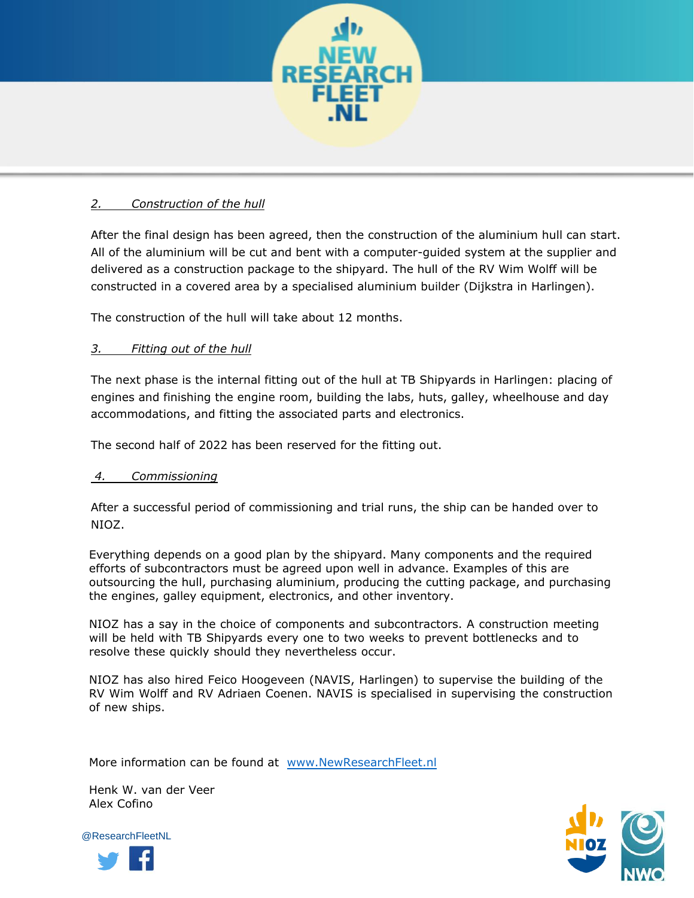*2. Construction of the hull*

After the final design has been agreed, then the construction of the aluminium hull can start. All of the aluminium will be cut and bent with a computer-guided system at the supplier and delivered as a construction package to the shipyard. The hull of the RV Wim Wolff will be constructed in a covered area by a specialised aluminium builder (Dijkstra in Harlingen).

The construction of the hull will take about 12 months.

*3. Fitting out of the hull*

The next phase is the internal fitting out of the hull at TB Shipyards in Harlingen: placing of engines and finishing the engine room, building the labs, huts, galley, wheelhouse and day accommodations, and fitting the associated parts and electronics.

The second half of 2022 has been reserved for the fitting out.

*4. Commissioning*

After a successful period of commissioning and trial runs, the ship can be handed over to NIOZ.

Everything depends on a good plan by the shipyard. Many components and the required efforts of subcontractors must be agreed upon well in advance. Examples of this are outsourcing the hull, purchasing aluminium, producing the cutting package, and purchasing the engines, galley equipment, electronics, and other inventory.

NIOZ has a say in the choice of components and subcontractors. A construction meeting will be held with TB Shipyards every one to two weeks to prevent bottlenecks and to resolve these quickly should they nevertheless occur.

NIOZ has also hired Feico Hoogeveen (NAVIS, Harlingen) to supervise the building of the RV Wim Wolff and RV Adriaen Coenen. NAVIS is specialised in supervising the construction of new ships.

More information can be found at [www.NewResearchFleet.nl](http://www.NewResearchFleet.nl)

Henk W. van der Veer
Alex Cofino

@ResearchFleetNL